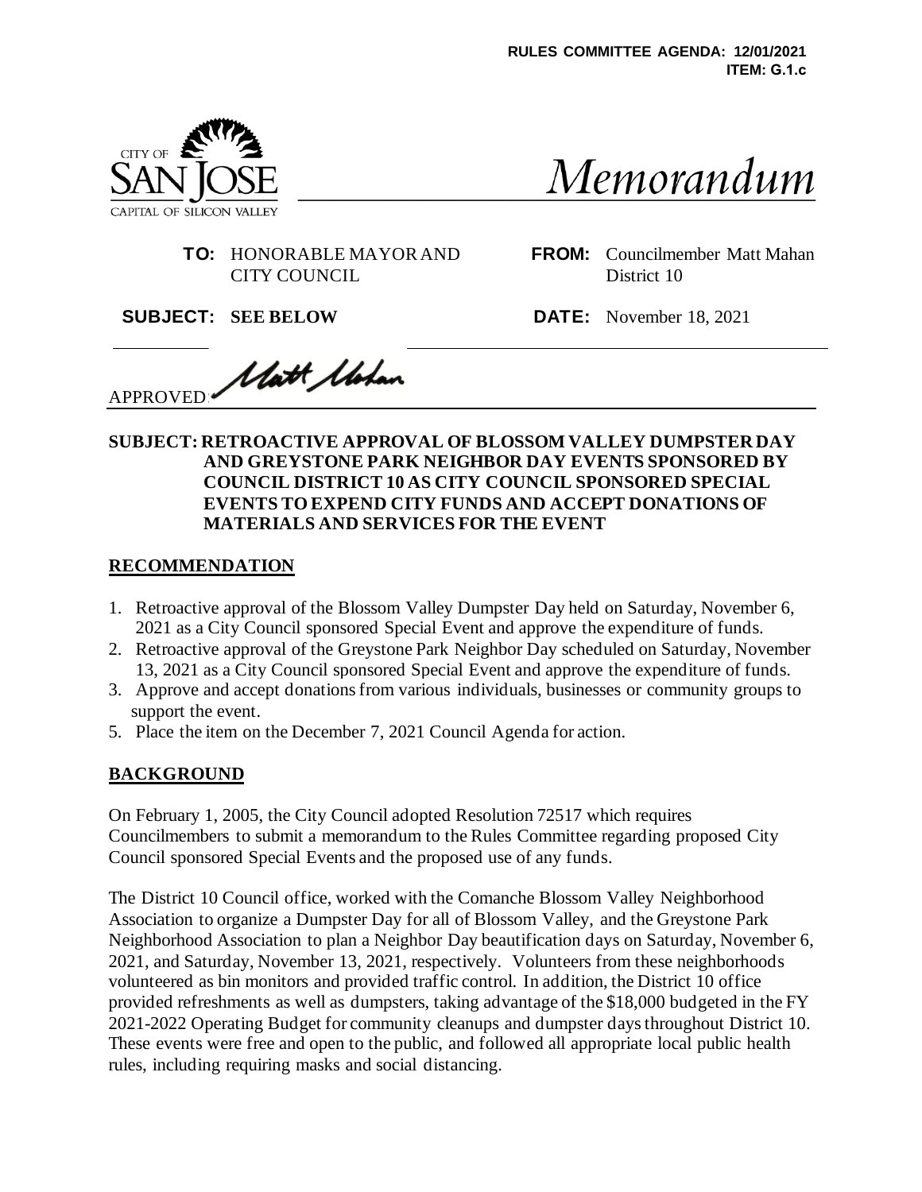RULES COMMITTEE AGENDA: 12/01/2021
ITEM: G.1.c

CITY OF SAN JOSE
CAPITAL OF SILICON VALLEY

# Memorandum

**TO:** HONORABLE MAYOR AND CITY COUNCIL

**FROM:** Councilmember Matt Mahan District 10

**SUBJECT: SEE BELOW**

**DATE:** November 18, 2021

APPROVED: Matt Mahan

**SUBJECT: RETROACTIVE APPROVAL OF BLOSSOM VALLEY DUMPSTER DAY AND GREYSTONE PARK NEIGHBOR DAY EVENTS SPONSORED BY COUNCIL DISTRICT 10 AS CITY COUNCIL SPONSORED SPECIAL EVENTS TO EXPEND CITY FUNDS AND ACCEPT DONATIONS OF MATERIALS AND SERVICES FOR THE EVENT**

## RECOMMENDATION

1. Retroactive approval of the Blossom Valley Dumpster Day held on Saturday, November 6, 2021 as a City Council sponsored Special Event and approve the expenditure of funds.
2. Retroactive approval of the Greystone Park Neighbor Day scheduled on Saturday, November 13, 2021 as a City Council sponsored Special Event and approve the expenditure of funds.
3. Approve and accept donations from various individuals, businesses or community groups to support the event.
5. Place the item on the December 7, 2021 Council Agenda for action.

## BACKGROUND

On February 1, 2005, the City Council adopted Resolution 72517 which requires Councilmembers to submit a memorandum to the Rules Committee regarding proposed City Council sponsored Special Events and the proposed use of any funds.

The District 10 Council office, worked with the Comanche Blossom Valley Neighborhood Association to organize a Dumpster Day for all of Blossom Valley, and the Greystone Park Neighborhood Association to plan a Neighbor Day beautification days on Saturday, November 6, 2021, and Saturday, November 13, 2021, respectively. Volunteers from these neighborhoods volunteered as bin monitors and provided traffic control. In addition, the District 10 office provided refreshments as well as dumpsters, taking advantage of the $18,000 budgeted in the FY 2021-2022 Operating Budget for community cleanups and dumpster days throughout District 10. These events were free and open to the public, and followed all appropriate local public health rules, including requiring masks and social distancing.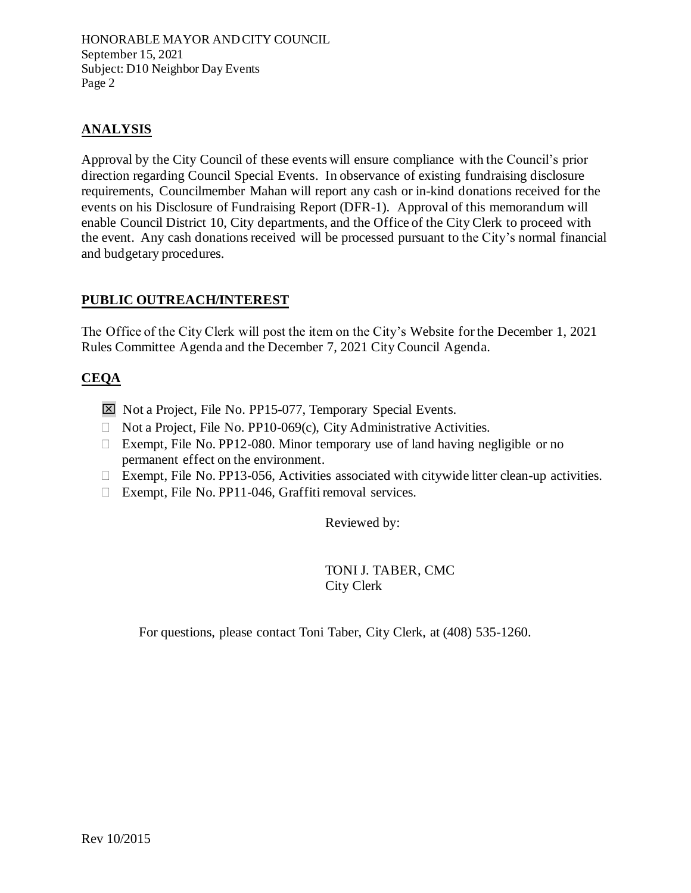## ANALYSIS

Approval by the City Council of these events will ensure compliance with the Council's prior direction regarding Council Special Events. In observance of existing fundraising disclosure requirements, Councilmember Mahan will report any cash or in-kind donations received for the events on his Disclosure of Fundraising Report (DFR-1). Approval of this memorandum will enable Council District 10, City departments, and the Office of the City Clerk to proceed with the event. Any cash donations received will be processed pursuant to the City's normal financial and budgetary procedures.

## PUBLIC OUTREACH/INTEREST

The Office of the City Clerk will post the item on the City's Website for the December 1, 2021 Rules Committee Agenda and the December 7, 2021 City Council Agenda.

## CEQA

- ☒ Not a Project, File No. PP15-077, Temporary Special Events.
- ☐ Not a Project, File No. PP10-069(c), City Administrative Activities.
- ☐ Exempt, File No. PP12-080. Minor temporary use of land having negligible or no permanent effect on the environment.
- ☐ Exempt, File No. PP13-056, Activities associated with citywide litter clean-up activities.
- ☐ Exempt, File No. PP11-046, Graffiti removal services.

Reviewed by:

TONI J. TABER, CMC
City Clerk

For questions, please contact Toni Taber, City Clerk, at (408) 535-1260.

Rev 10/2015